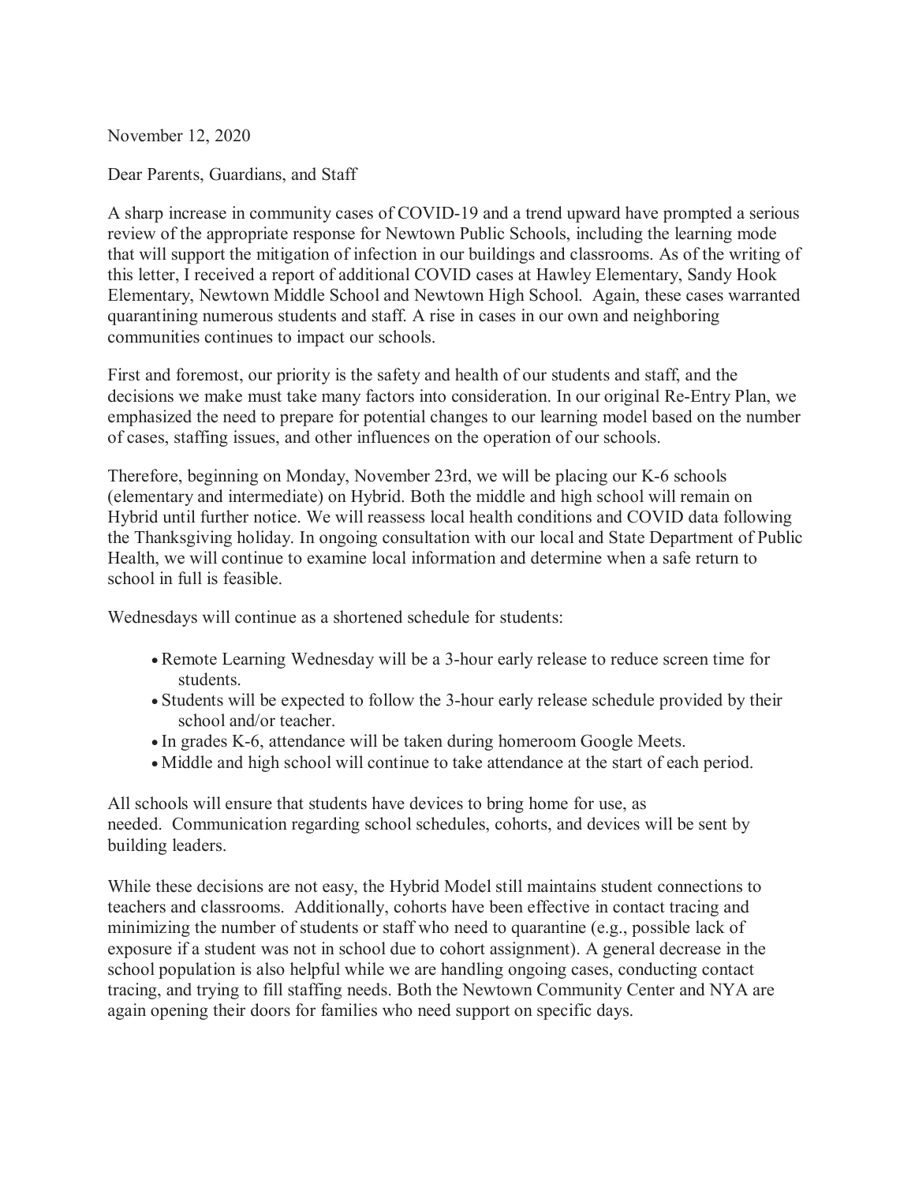November 12, 2020

Dear Parents, Guardians, and Staff

A sharp increase in community cases of COVID-19 and a trend upward have prompted a serious review of the appropriate response for Newtown Public Schools, including the learning mode that will support the mitigation of infection in our buildings and classrooms. As of the writing of this letter, I received a report of additional COVID cases at Hawley Elementary, Sandy Hook Elementary, Newtown Middle School and Newtown High School. Again, these cases warranted quarantining numerous students and staff. A rise in cases in our own and neighboring communities continues to impact our schools.

First and foremost, our priority is the safety and health of our students and staff, and the decisions we make must take many factors into consideration. In our original Re-Entry Plan, we emphasized the need to prepare for potential changes to our learning model based on the number of cases, staffing issues, and other influences on the operation of our schools.

Therefore, beginning on Monday, November 23rd, we will be placing our K-6 schools (elementary and intermediate) on Hybrid. Both the middle and high school will remain on Hybrid until further notice. We will reassess local health conditions and COVID data following the Thanksgiving holiday. In ongoing consultation with our local and State Department of Public Health, we will continue to examine local information and determine when a safe return to school in full is feasible.

Wednesdays will continue as a shortened schedule for students:

- Remote Learning Wednesday will be a 3-hour early release to reduce screen time for students.
- Students will be expected to follow the 3-hour early release schedule provided by their school and/or teacher.
- In grades K-6, attendance will be taken during homeroom Google Meets.
- Middle and high school will continue to take attendance at the start of each period.

All schools will ensure that students have devices to bring home for use, as needed. Communication regarding school schedules, cohorts, and devices will be sent by building leaders.

While these decisions are not easy, the Hybrid Model still maintains student connections to teachers and classrooms. Additionally, cohorts have been effective in contact tracing and minimizing the number of students or staff who need to quarantine (e.g., possible lack of exposure if a student was not in school due to cohort assignment). A general decrease in the school population is also helpful while we are handling ongoing cases, conducting contact tracing, and trying to fill staffing needs. Both the Newtown Community Center and NYA are again opening their doors for families who need support on specific days.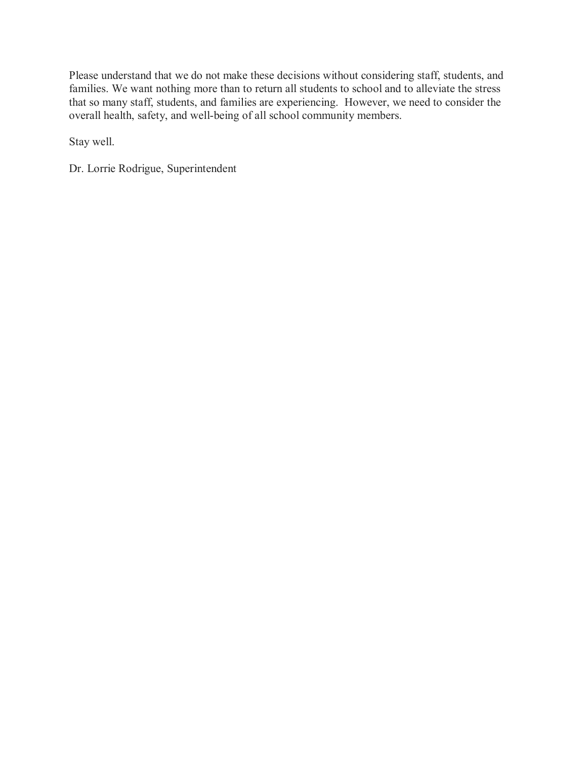Please understand that we do not make these decisions without considering staff, students, and families. We want nothing more than to return all students to school and to alleviate the stress that so many staff, students, and families are experiencing. However, we need to consider the overall health, safety, and well-being of all school community members.

Stay well.

Dr. Lorrie Rodrigue, Superintendent